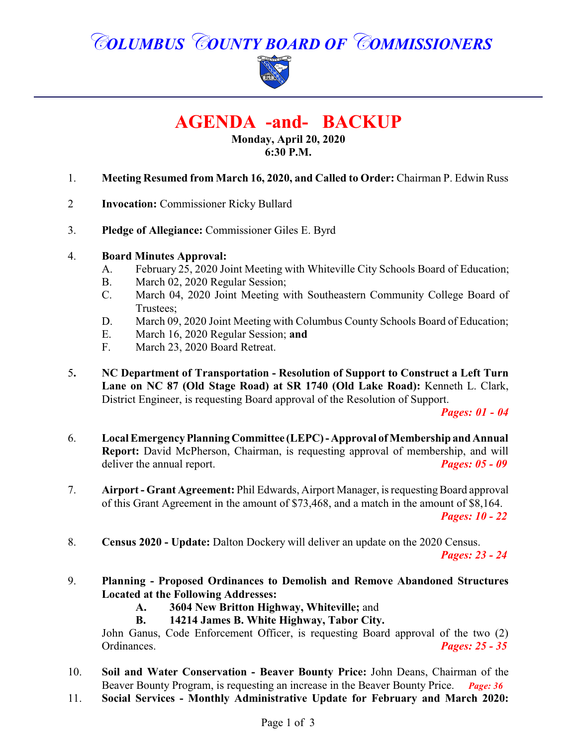# COLUMBUS COUNTY BOARD OF COMMISSIONERS

## AGENDA -and- BACKUP

**Monday, April 20, 2020**
**6:30 P.M.**

1. **Meeting Resumed from March 16, 2020, and Called to Order:** Chairman P. Edwin Russ

2 **Invocation:** Commissioner Ricky Bullard

3. **Pledge of Allegiance:** Commissioner Giles E. Byrd

4. **Board Minutes Approval:**
   - A. February 25, 2020 Joint Meeting with Whiteville City Schools Board of Education;
   - B. March 02, 2020 Regular Session;
   - C. March 04, 2020 Joint Meeting with Southeastern Community College Board of Trustees;
   - D. March 09, 2020 Joint Meeting with Columbus County Schools Board of Education;
   - E. March 16, 2020 Regular Session; **and**
   - F. March 23, 2020 Board Retreat.

5. **NC Department of Transportation - Resolution of Support to Construct a Left Turn Lane on NC 87 (Old Stage Road) at SR 1740 (Old Lake Road):** Kenneth L. Clark, District Engineer, is requesting Board approval of the Resolution of Support.
   ***Pages: 01 - 04***

6. **Local Emergency Planning Committee (LEPC) - Approval of Membership and Annual Report:** David McPherson, Chairman, is requesting approval of membership, and will deliver the annual report. ***Pages: 05 - 09***

7. **Airport - Grant Agreement:** Phil Edwards, Airport Manager, is requesting Board approval of this Grant Agreement in the amount of $73,468, and a match in the amount of $8,164.
   ***Pages: 10 - 22***

8. **Census 2020 - Update:** Dalton Dockery will deliver an update on the 2020 Census.
   ***Pages: 23 - 24***

9. **Planning - Proposed Ordinances to Demolish and Remove Abandoned Structures Located at the Following Addresses:**
   - **A. 3604 New Britton Highway, Whiteville;** and
   - **B. 14214 James B. White Highway, Tabor City.**

   John Ganus, Code Enforcement Officer, is requesting Board approval of the two (2) Ordinances. ***Pages: 25 - 35***

10. **Soil and Water Conservation - Beaver Bounty Price:** John Deans, Chairman of the Beaver Bounty Program, is requesting an increase in the Beaver Bounty Price. ***Page: 36***

11. **Social Services - Monthly Administrative Update for February and March 2020:**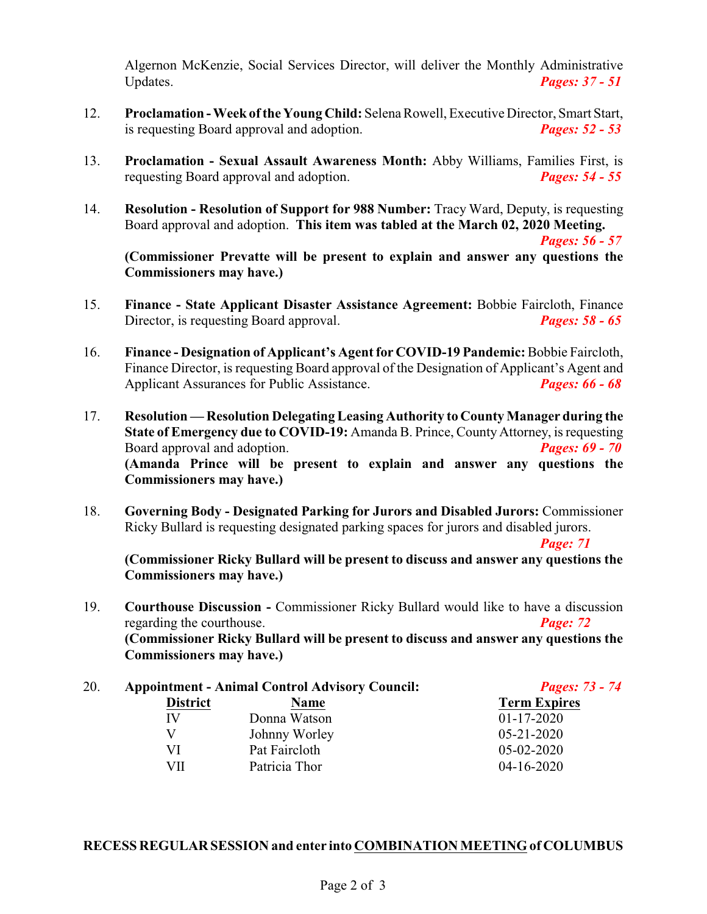Algernon McKenzie, Social Services Director, will deliver the Monthly Administrative Updates. ***Pages: 37 - 51***

12. **Proclamation - Week of the Young Child:** Selena Rowell, Executive Director, Smart Start, is requesting Board approval and adoption. ***Pages: 52 - 53***

13. **Proclamation - Sexual Assault Awareness Month:** Abby Williams, Families First, is requesting Board approval and adoption. ***Pages: 54 - 55***

14. **Resolution - Resolution of Support for 988 Number:** Tracy Ward, Deputy, is requesting Board approval and adoption. **This item was tabled at the March 02, 2020 Meeting.** ***Pages: 56 - 57***

    **(Commissioner Prevatte will be present to explain and answer any questions the Commissioners may have.)**

15. **Finance - State Applicant Disaster Assistance Agreement:** Bobbie Faircloth, Finance Director, is requesting Board approval. ***Pages: 58 - 65***

16. **Finance - Designation of Applicant's Agent for COVID-19 Pandemic:** Bobbie Faircloth, Finance Director, is requesting Board approval of the Designation of Applicant's Agent and Applicant Assurances for Public Assistance. ***Pages: 66 - 68***

17. **Resolution — Resolution Delegating Leasing Authority to County Manager during the State of Emergency due to COVID-19:** Amanda B. Prince, County Attorney, is requesting Board approval and adoption. ***Pages: 69 - 70***

    **(Amanda Prince will be present to explain and answer any questions the Commissioners may have.)**

18. **Governing Body - Designated Parking for Jurors and Disabled Jurors:** Commissioner Ricky Bullard is requesting designated parking spaces for jurors and disabled jurors. ***Page: 71***

    **(Commissioner Ricky Bullard will be present to discuss and answer any questions the Commissioners may have.)**

19. **Courthouse Discussion -** Commissioner Ricky Bullard would like to have a discussion regarding the courthouse. ***Page: 72***

    **(Commissioner Ricky Bullard will be present to discuss and answer any questions the Commissioners may have.)**

20. **Appointment - Animal Control Advisory Council:** ***Pages: 73 - 74***

| District | Name | Term Expires |
|---|---|---|
| IV | Donna Watson | 01-17-2020 |
| V | Johnny Worley | 05-21-2020 |
| VI | Pat Faircloth | 05-02-2020 |
| VII | Patricia Thor | 04-16-2020 |

**RECESS REGULAR SESSION and enter into COMBINATION MEETING of COLUMBUS**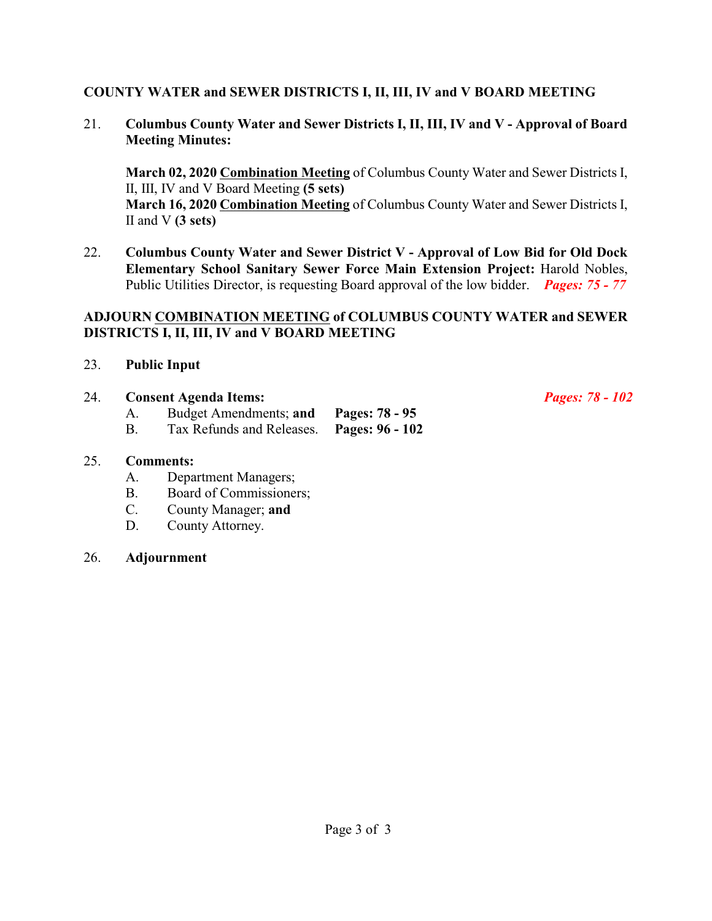**COUNTY WATER and SEWER DISTRICTS I, II, III, IV and V BOARD MEETING**

21. **Columbus County Water and Sewer Districts I, II, III, IV and V - Approval of Board Meeting Minutes:**

    **March 02, 2020** <u>**Combination Meeting**</u> of Columbus County Water and Sewer Districts I, II, III, IV and V Board Meeting **(5 sets)**
    **March 16, 2020** <u>**Combination Meeting**</u> of Columbus County Water and Sewer Districts I, II and V **(3 sets)**

22. **Columbus County Water and Sewer District V - Approval of Low Bid for Old Dock Elementary School Sanitary Sewer Force Main Extension Project:** Harold Nobles, Public Utilities Director, is requesting Board approval of the low bidder. ***Pages: 75 - 77***

**ADJOURN** <u>**COMBINATION MEETING**</u> **of COLUMBUS COUNTY WATER and SEWER DISTRICTS I, II, III, IV and V BOARD MEETING**

23. **Public Input**

24. **Consent Agenda Items:** ***Pages: 78 - 102***
    - A. Budget Amendments; **and** **Pages: 78 - 95**
    - B. Tax Refunds and Releases. **Pages: 96 - 102**

25. **Comments:**
    - A. Department Managers;
    - B. Board of Commissioners;
    - C. County Manager; **and**
    - D. County Attorney.

26. **Adjournment**